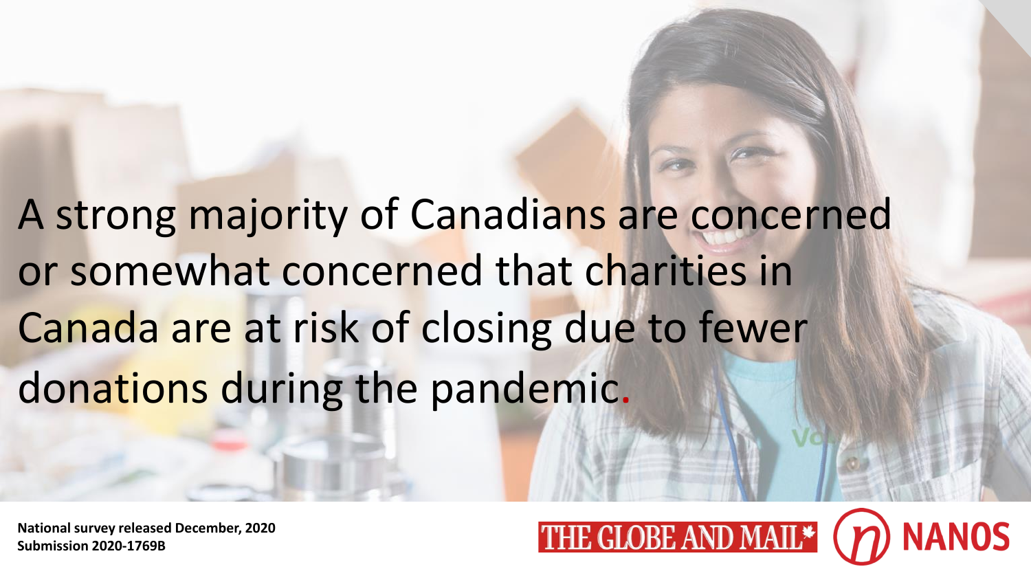# A strong majority of Canadians are concerned or somewhat concerned that charities in Canada are at risk of closing due to fewer donations during the pandemic.

**National survey released December, 2020**
**Submission 2020-1769B**

THE GLOBE AND MAIL NANOS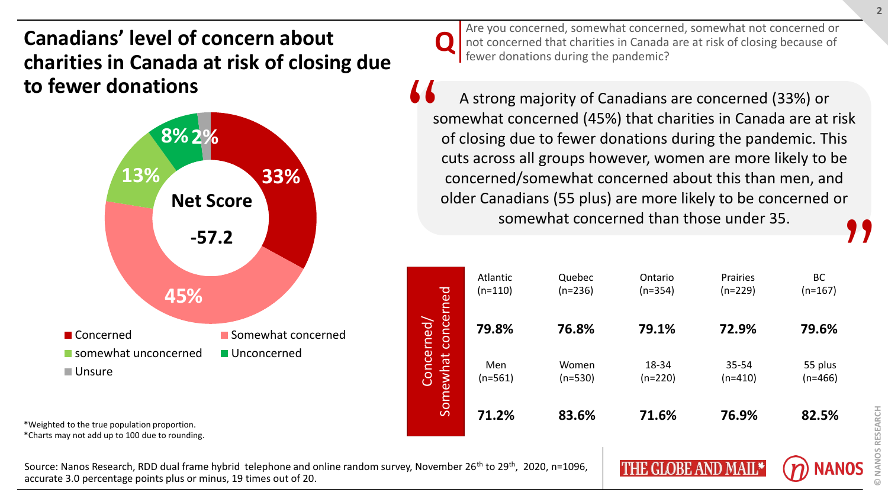# Canadians' level of concern about charities in Canada at risk of closing due to fewer donations

**Q** Are you concerned, somewhat concerned, somewhat not concerned or not concerned that charities in Canada are at risk of closing because of fewer donations during the pandemic?

| Response | Percentage |
|---|---|
| Concerned | 33% |
| Somewhat concerned | 45% |
| somewhat unconcerned | 13% |
| Unconcerned | 8% |
| Unsure | 2% |

**Net Score**

**-57.2**

> A strong majority of Canadians are concerned (33%) or somewhat concerned (45%) that charities in Canada are at risk of closing due to fewer donations during the pandemic. This cuts across all groups however, women are more likely to be concerned/somewhat concerned about this than men, and older Canadians (55 plus) are more likely to be concerned or somewhat concerned than those under 35.

**Concerned/ Somewhat concerned**

| Atlantic (n=110) | Quebec (n=236) | Ontario (n=354) | Prairies (n=229) | BC (n=167) |
|---|---|---|---|---|
| **79.8%** | **76.8%** | **79.1%** | **72.9%** | **79.6%** |

| Men (n=561) | Women (n=530) | 18-34 (n=220) | 35-54 (n=410) | 55 plus (n=466) |
|---|---|---|---|---|
| **71.2%** | **83.6%** | **71.6%** | **76.9%** | **82.5%** |

*Weighted to the true population proportion.
*Charts may not add up to 100 due to rounding.

Source: Nanos Research, RDD dual frame hybrid telephone and online random survey, November 26th to 29th, 2020, n=1096, accurate 3.0 percentage points plus or minus, 19 times out of 20.

THE GLOBE AND MAIL | NANOS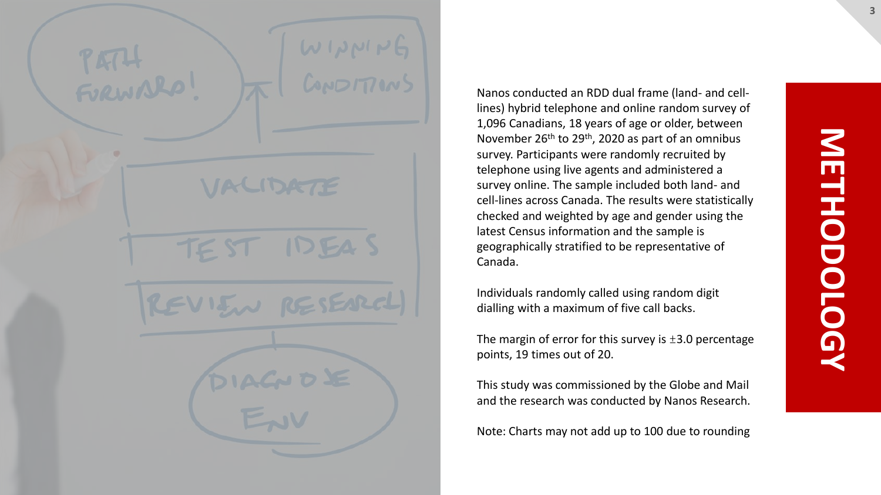# METHODOLOGY

Nanos conducted an RDD dual frame (land- and cell-lines) hybrid telephone and online random survey of 1,096 Canadians, 18 years of age or older, between November 26th to 29th, 2020 as part of an omnibus survey. Participants were randomly recruited by telephone using live agents and administered a survey online. The sample included both land- and cell-lines across Canada. The results were statistically checked and weighted by age and gender using the latest Census information and the sample is geographically stratified to be representative of Canada.

Individuals randomly called using random digit dialling with a maximum of five call backs.

The margin of error for this survey is ±3.0 percentage points, 19 times out of 20.

This study was commissioned by the Globe and Mail and the research was conducted by Nanos Research.

Note: Charts may not add up to 100 due to rounding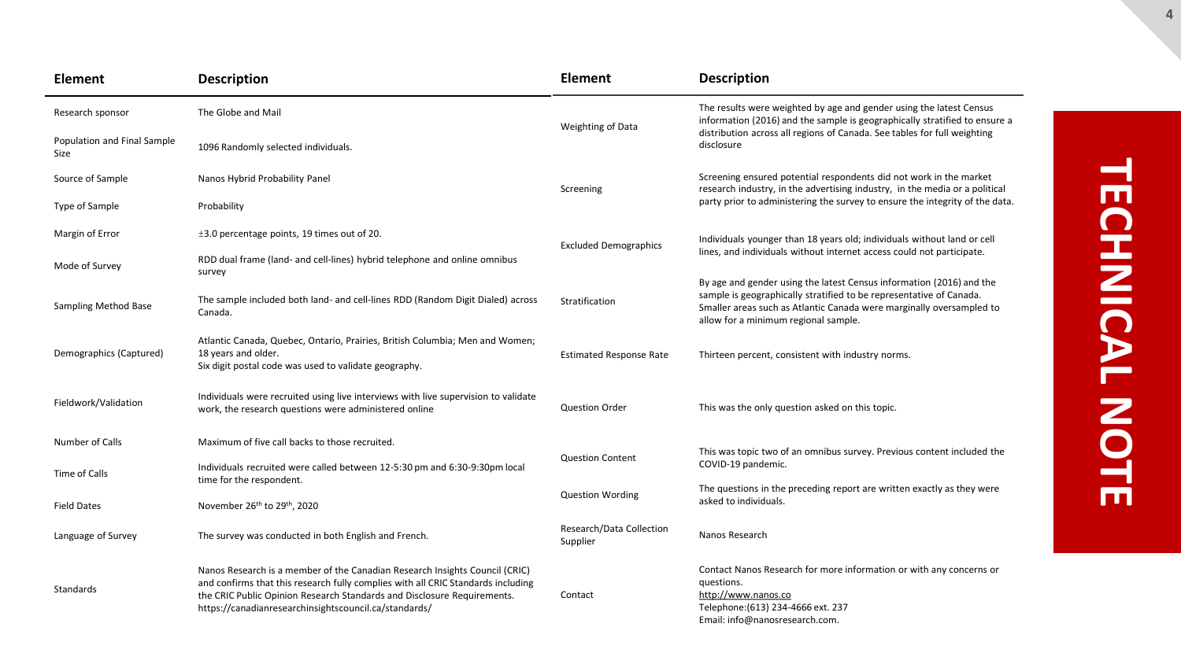# TECHNICAL NOTE

| Element | Description |
| --- | --- |
| Research sponsor | The Globe and Mail |
| Population and Final Sample Size | 1096 Randomly selected individuals. |
| Source of Sample | Nanos Hybrid Probability Panel |
| Type of Sample | Probability |
| Margin of Error | ±3.0 percentage points, 19 times out of 20. |
| Mode of Survey | RDD dual frame (land- and cell-lines) hybrid telephone and online omnibus survey |
| Sampling Method Base | The sample included both land- and cell-lines RDD (Random Digit Dialed) across Canada. |
| Demographics (Captured) | Atlantic Canada, Quebec, Ontario, Prairies, British Columbia; Men and Women; 18 years and older. Six digit postal code was used to validate geography. |
| Fieldwork/Validation | Individuals were recruited using live interviews with live supervision to validate work, the research questions were administered online |
| Number of Calls | Maximum of five call backs to those recruited. |
| Time of Calls | Individuals recruited were called between 12-5:30 pm and 6:30-9:30pm local time for the respondent. |
| Field Dates | November 26th to 29th, 2020 |
| Language of Survey | The survey was conducted in both English and French. |
| Standards | Nanos Research is a member of the Canadian Research Insights Council (CRIC) and confirms that this research fully complies with all CRIC Standards including the CRIC Public Opinion Research Standards and Disclosure Requirements. https://canadianresearchinsightscouncil.ca/standards/ |

| Element | Description |
| --- | --- |
| Weighting of Data | The results were weighted by age and gender using the latest Census information (2016) and the sample is geographically stratified to ensure a distribution across all regions of Canada. See tables for full weighting disclosure |
| Screening | Screening ensured potential respondents did not work in the market research industry, in the advertising industry, in the media or a political party prior to administering the survey to ensure the integrity of the data. |
| Excluded Demographics | Individuals younger than 18 years old; individuals without land or cell lines, and individuals without internet access could not participate. |
| Stratification | By age and gender using the latest Census information (2016) and the sample is geographically stratified to be representative of Canada. Smaller areas such as Atlantic Canada were marginally oversampled to allow for a minimum regional sample. |
| Estimated Response Rate | Thirteen percent, consistent with industry norms. |
| Question Order | This was the only question asked on this topic. |
| Question Content | This was topic two of an omnibus survey. Previous content included the COVID-19 pandemic. |
| Question Wording | The questions in the preceding report are written exactly as they were asked to individuals. |
| Research/Data Collection Supplier | Nanos Research |
| Contact | Contact Nanos Research for more information or with any concerns or questions. http://www.nanos.co Telephone:(613) 234-4666 ext. 237 Email: info@nanosresearch.com. |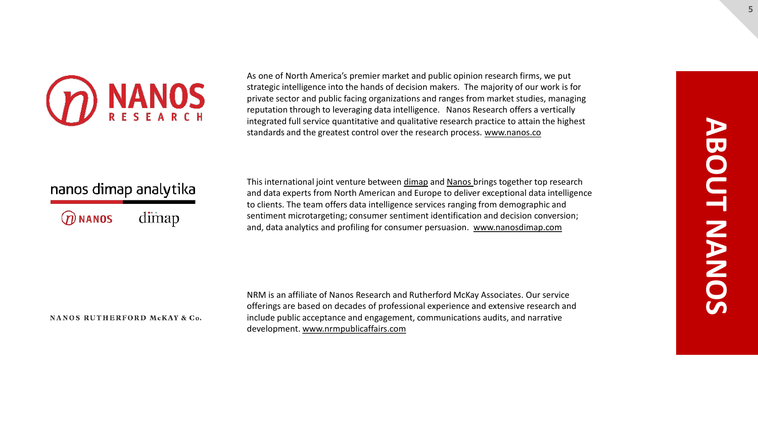# ABOUT NANOS

**NANOS RESEARCH**

As one of North America's premier market and public opinion research firms, we put strategic intelligence into the hands of decision makers. The majority of our work is for private sector and public facing organizations and ranges from market studies, managing reputation through to leveraging data intelligence. Nanos Research offers a vertically integrated full service quantitative and qualitative research practice to attain the highest standards and the greatest control over the research process. www.nanos.co

**nanos dimap analytika**

This international joint venture between dimap and Nanos brings together top research and data experts from North American and Europe to deliver exceptional data intelligence to clients. The team offers data intelligence services ranging from demographic and sentiment microtargeting; consumer sentiment identification and decision conversion; and, data analytics and profiling for consumer persuasion. www.nanosdimap.com

**NANOS RUTHERFORD McKAY & Co.**

NRM is an affiliate of Nanos Research and Rutherford McKay Associates. Our service offerings are based on decades of professional experience and extensive research and include public acceptance and engagement, communications audits, and narrative development. www.nrmpublicaffairs.com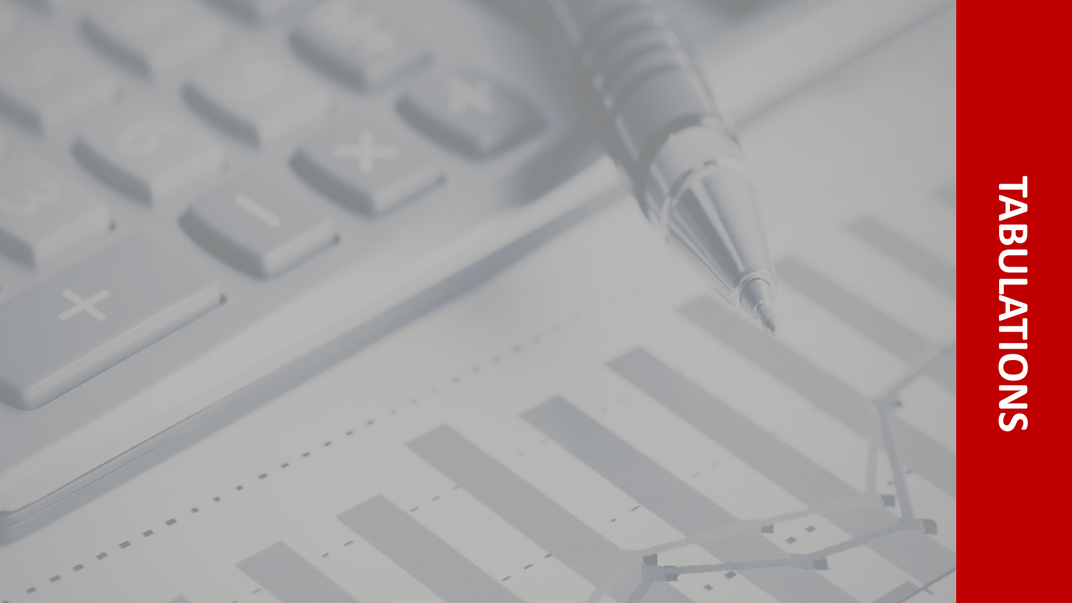# TABULATIONS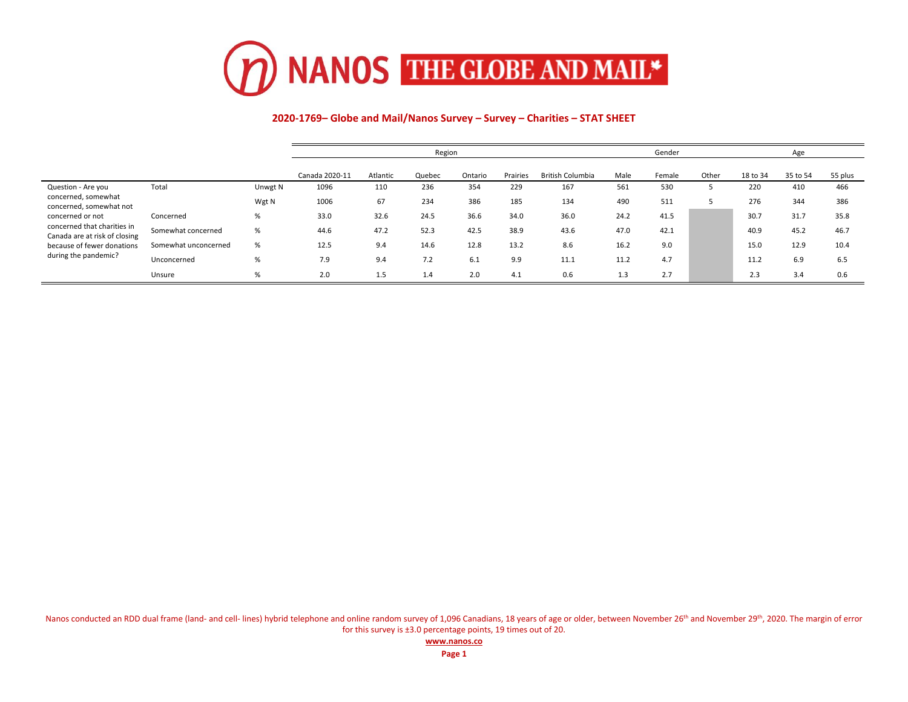NANOS THE GLOBE AND MAIL

## 2020-1769– Globe and Mail/Nanos Survey – Survey – Charities – STAT SHEET

| | | | Region | | | | | | Gender | | | Age | | |
|---|---|---|---|---|---|---|---|---|---|---|---|---|---|---|
| | | | Canada 2020-11 | Atlantic | Quebec | Ontario | Prairies | British Columbia | Male | Female | Other | 18 to 34 | 35 to 54 | 55 plus |
| Question - Are you concerned, somewhat concerned, somewhat not concerned or not concerned that charities in Canada are at risk of closing because of fewer donations during the pandemic? | Total | Unwgt N | 1096 | 110 | 236 | 354 | 229 | 167 | 561 | 530 | 5 | 220 | 410 | 466 |
| | | Wgt N | 1006 | 67 | 234 | 386 | 185 | 134 | 490 | 511 | 5 | 276 | 344 | 386 |
| | Concerned | % | 33.0 | 32.6 | 24.5 | 36.6 | 34.0 | 36.0 | 24.2 | 41.5 | | 30.7 | 31.7 | 35.8 |
| | Somewhat concerned | % | 44.6 | 47.2 | 52.3 | 42.5 | 38.9 | 43.6 | 47.0 | 42.1 | | 40.9 | 45.2 | 46.7 |
| | Somewhat unconcerned | % | 12.5 | 9.4 | 14.6 | 12.8 | 13.2 | 8.6 | 16.2 | 9.0 | | 15.0 | 12.9 | 10.4 |
| | Unconcerned | % | 7.9 | 9.4 | 7.2 | 6.1 | 9.9 | 11.1 | 11.2 | 4.7 | | 11.2 | 6.9 | 6.5 |
| | Unsure | % | 2.0 | 1.5 | 1.4 | 2.0 | 4.1 | 0.6 | 1.3 | 2.7 | | 2.3 | 3.4 | 0.6 |

Nanos conducted an RDD dual frame (land- and cell- lines) hybrid telephone and online random survey of 1,096 Canadians, 18 years of age or older, between November 26th and November 29th, 2020. The margin of error for this survey is ±3.0 percentage points, 19 times out of 20.

**www.nanos.co**